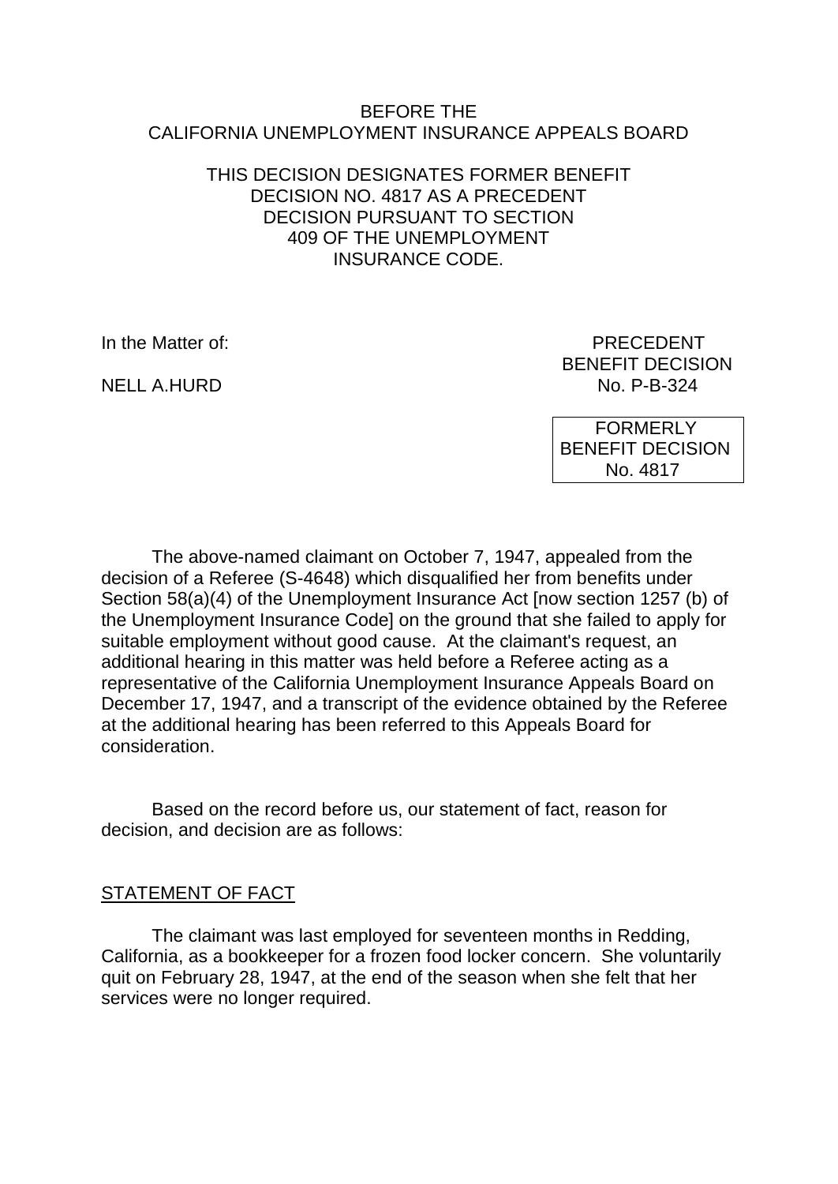BEFORE THE
CALIFORNIA UNEMPLOYMENT INSURANCE APPEALS BOARD

THIS DECISION DESIGNATES FORMER BENEFIT DECISION NO. 4817 AS A PRECEDENT DECISION PURSUANT TO SECTION 409 OF THE UNEMPLOYMENT INSURANCE CODE.

In the Matter of:

NELL A.HURD

PRECEDENT BENEFIT DECISION
No. P-B-324

FORMERLY BENEFIT DECISION
No. 4817

The above-named claimant on October 7, 1947, appealed from the decision of a Referee (S-4648) which disqualified her from benefits under Section 58(a)(4) of the Unemployment Insurance Act [now section 1257 (b) of the Unemployment Insurance Code] on the ground that she failed to apply for suitable employment without good cause. At the claimant's request, an additional hearing in this matter was held before a Referee acting as a representative of the California Unemployment Insurance Appeals Board on December 17, 1947, and a transcript of the evidence obtained by the Referee at the additional hearing has been referred to this Appeals Board for consideration.

Based on the record before us, our statement of fact, reason for decision, and decision are as follows:

## STATEMENT OF FACT

The claimant was last employed for seventeen months in Redding, California, as a bookkeeper for a frozen food locker concern. She voluntarily quit on February 28, 1947, at the end of the season when she felt that her services were no longer required.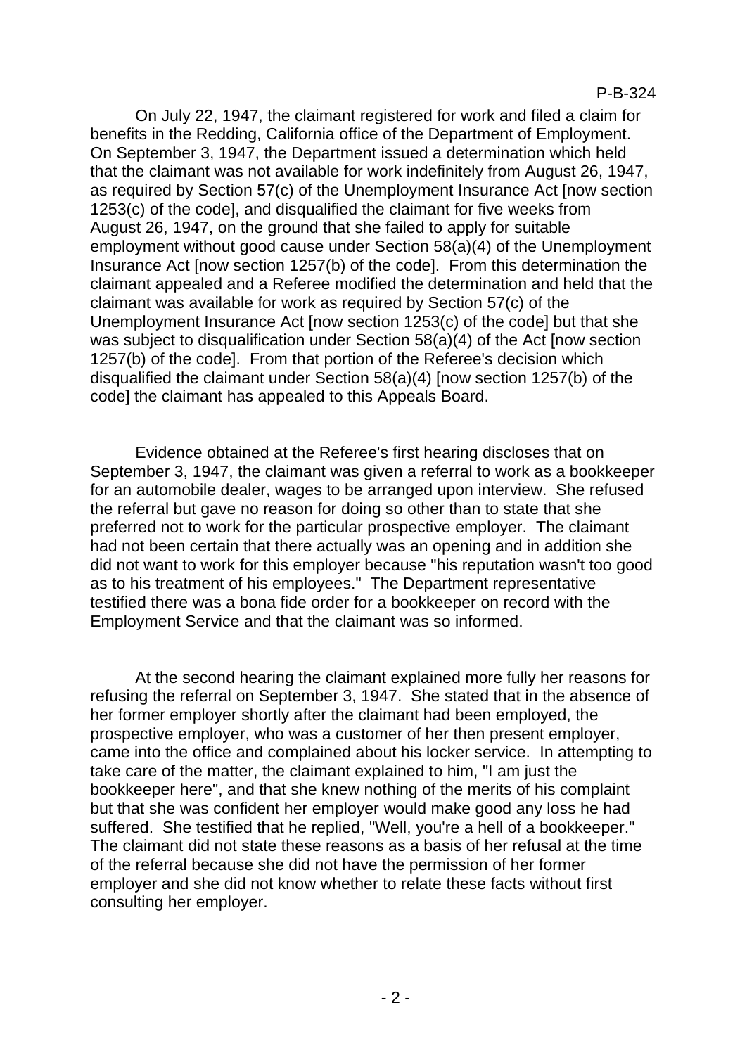On July 22, 1947, the claimant registered for work and filed a claim for benefits in the Redding, California office of the Department of Employment. On September 3, 1947, the Department issued a determination which held that the claimant was not available for work indefinitely from August 26, 1947, as required by Section 57(c) of the Unemployment Insurance Act [now section 1253(c) of the code], and disqualified the claimant for five weeks from August 26, 1947, on the ground that she failed to apply for suitable employment without good cause under Section 58(a)(4) of the Unemployment Insurance Act [now section 1257(b) of the code]. From this determination the claimant appealed and a Referee modified the determination and held that the claimant was available for work as required by Section 57(c) of the Unemployment Insurance Act [now section 1253(c) of the code] but that she was subject to disqualification under Section 58(a)(4) of the Act [now section 1257(b) of the code]. From that portion of the Referee's decision which disqualified the claimant under Section 58(a)(4) [now section 1257(b) of the code] the claimant has appealed to this Appeals Board.

Evidence obtained at the Referee's first hearing discloses that on September 3, 1947, the claimant was given a referral to work as a bookkeeper for an automobile dealer, wages to be arranged upon interview. She refused the referral but gave no reason for doing so other than to state that she preferred not to work for the particular prospective employer. The claimant had not been certain that there actually was an opening and in addition she did not want to work for this employer because "his reputation wasn't too good as to his treatment of his employees." The Department representative testified there was a bona fide order for a bookkeeper on record with the Employment Service and that the claimant was so informed.

At the second hearing the claimant explained more fully her reasons for refusing the referral on September 3, 1947. She stated that in the absence of her former employer shortly after the claimant had been employed, the prospective employer, who was a customer of her then present employer, came into the office and complained about his locker service. In attempting to take care of the matter, the claimant explained to him, "I am just the bookkeeper here", and that she knew nothing of the merits of his complaint but that she was confident her employer would make good any loss he had suffered. She testified that he replied, "Well, you're a hell of a bookkeeper." The claimant did not state these reasons as a basis of her refusal at the time of the referral because she did not have the permission of her former employer and she did not know whether to relate these facts without first consulting her employer.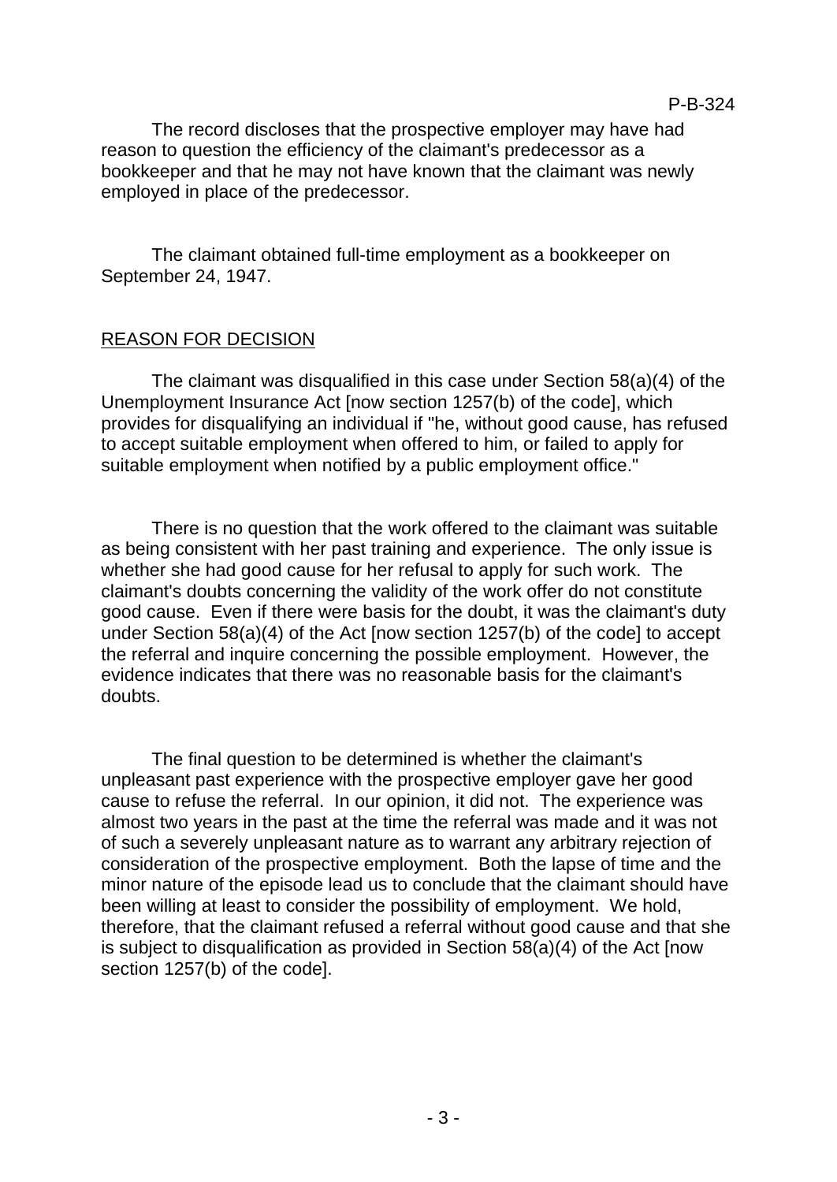The record discloses that the prospective employer may have had reason to question the efficiency of the claimant's predecessor as a bookkeeper and that he may not have known that the claimant was newly employed in place of the predecessor.

The claimant obtained full-time employment as a bookkeeper on September 24, 1947.

## REASON FOR DECISION

The claimant was disqualified in this case under Section 58(a)(4) of the Unemployment Insurance Act [now section 1257(b) of the code], which provides for disqualifying an individual if "he, without good cause, has refused to accept suitable employment when offered to him, or failed to apply for suitable employment when notified by a public employment office."

There is no question that the work offered to the claimant was suitable as being consistent with her past training and experience. The only issue is whether she had good cause for her refusal to apply for such work. The claimant's doubts concerning the validity of the work offer do not constitute good cause. Even if there were basis for the doubt, it was the claimant's duty under Section 58(a)(4) of the Act [now section 1257(b) of the code] to accept the referral and inquire concerning the possible employment. However, the evidence indicates that there was no reasonable basis for the claimant's doubts.

The final question to be determined is whether the claimant's unpleasant past experience with the prospective employer gave her good cause to refuse the referral. In our opinion, it did not. The experience was almost two years in the past at the time the referral was made and it was not of such a severely unpleasant nature as to warrant any arbitrary rejection of consideration of the prospective employment. Both the lapse of time and the minor nature of the episode lead us to conclude that the claimant should have been willing at least to consider the possibility of employment. We hold, therefore, that the claimant refused a referral without good cause and that she is subject to disqualification as provided in Section 58(a)(4) of the Act [now section 1257(b) of the code].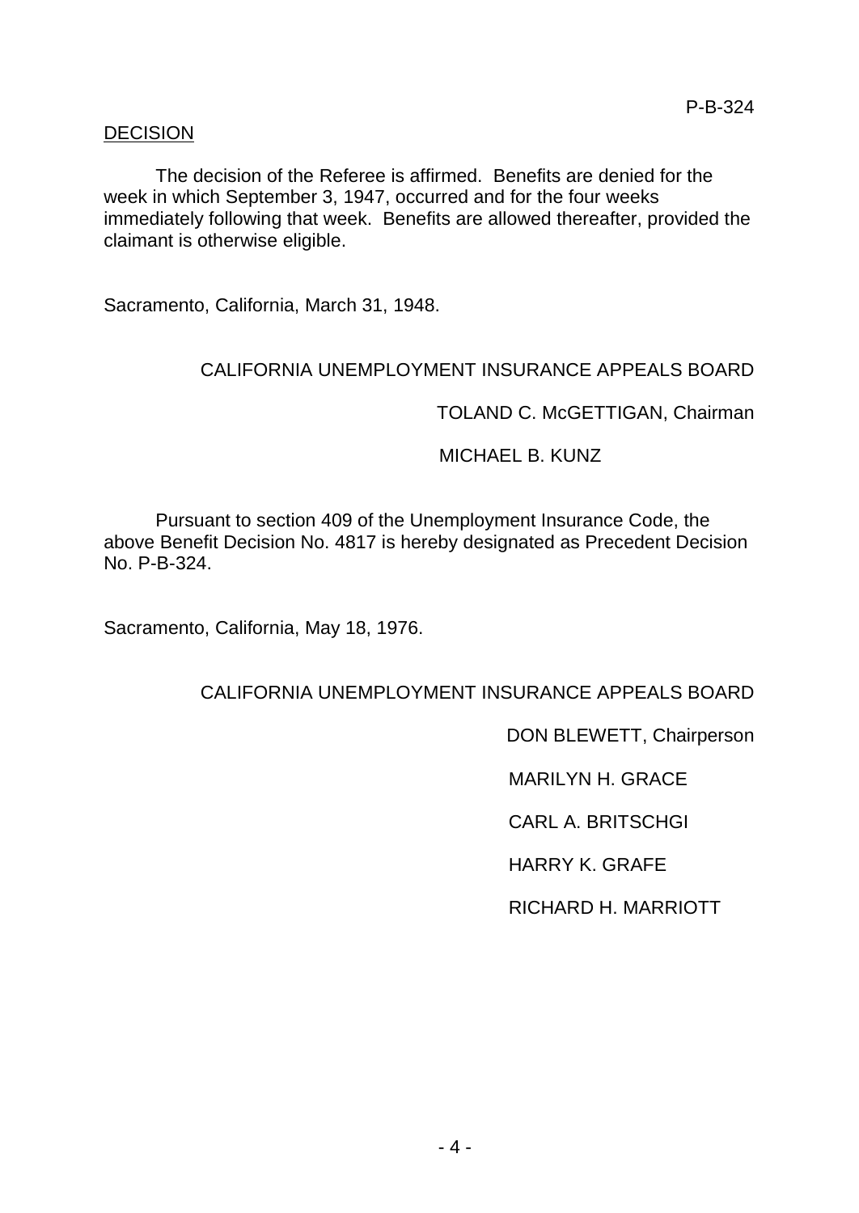## DECISION

The decision of the Referee is affirmed. Benefits are denied for the week in which September 3, 1947, occurred and for the four weeks immediately following that week. Benefits are allowed thereafter, provided the claimant is otherwise eligible.

Sacramento, California, March 31, 1948.

CALIFORNIA UNEMPLOYMENT INSURANCE APPEALS BOARD

TOLAND C. McGETTIGAN, Chairman

MICHAEL B. KUNZ

Pursuant to section 409 of the Unemployment Insurance Code, the above Benefit Decision No. 4817 is hereby designated as Precedent Decision No. P-B-324.

Sacramento, California, May 18, 1976.

CALIFORNIA UNEMPLOYMENT INSURANCE APPEALS BOARD

DON BLEWETT, Chairperson

MARILYN H. GRACE

CARL A. BRITSCHGI

HARRY K. GRAFE

RICHARD H. MARRIOTT